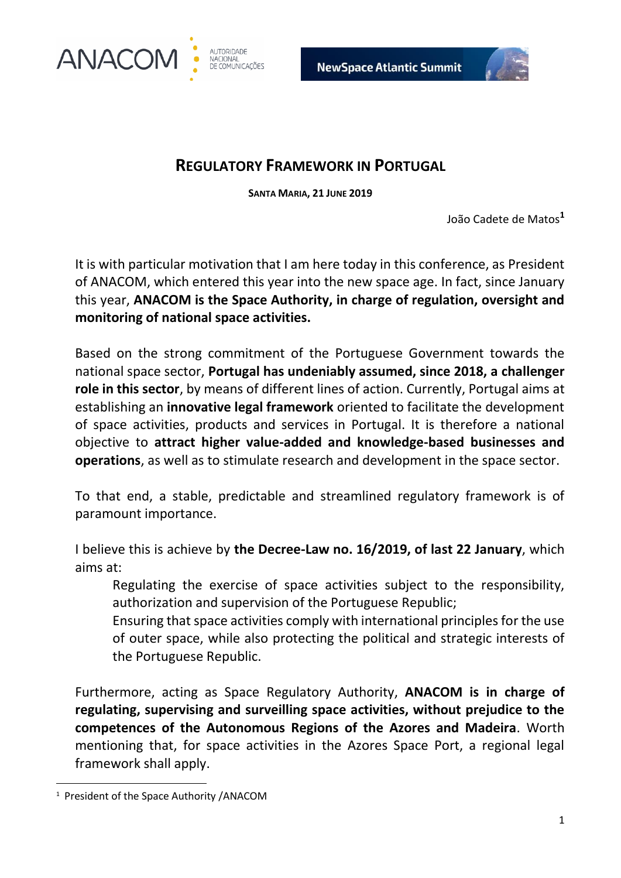# REGULATORY FRAMEWORK IN PORTUGAL

**SANTA MARIA, 21 JUNE 2019**

João Cadete de Matos[1]

It is with particular motivation that I am here today in this conference, as President of ANACOM, which entered this year into the new space age. In fact, since January this year, **ANACOM is the Space Authority, in charge of regulation, oversight and monitoring of national space activities.**

Based on the strong commitment of the Portuguese Government towards the national space sector, **Portugal has undeniably assumed, since 2018, a challenger role in this sector**, by means of different lines of action. Currently, Portugal aims at establishing an **innovative legal framework** oriented to facilitate the development of space activities, products and services in Portugal. It is therefore a national objective to **attract higher value-added and knowledge-based businesses and operations**, as well as to stimulate research and development in the space sector.

To that end, a stable, predictable and streamlined regulatory framework is of paramount importance.

I believe this is achieve by **the Decree-Law no. 16/2019, of last 22 January**, which aims at:

- Regulating the exercise of space activities subject to the responsibility, authorization and supervision of the Portuguese Republic;
- Ensuring that space activities comply with international principles for the use of outer space, while also protecting the political and strategic interests of the Portuguese Republic.

Furthermore, acting as Space Regulatory Authority, **ANACOM is in charge of regulating, supervising and surveilling space activities, without prejudice to the competences of the Autonomous Regions of the Azores and Madeira**. Worth mentioning that, for space activities in the Azores Space Port, a regional legal framework shall apply.

[1] President of the Space Authority /ANACOM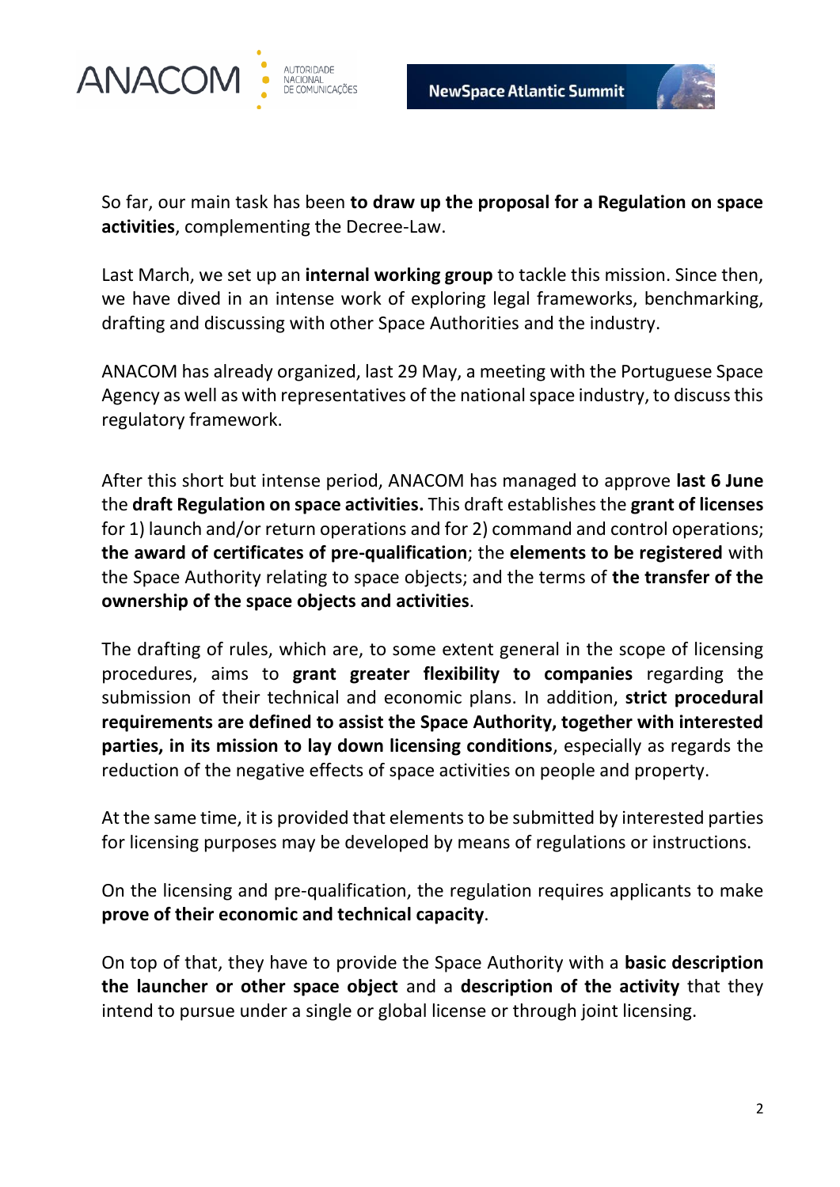So far, our main task has been **to draw up the proposal for a Regulation on space activities**, complementing the Decree-Law.

Last March, we set up an **internal working group** to tackle this mission. Since then, we have dived in an intense work of exploring legal frameworks, benchmarking, drafting and discussing with other Space Authorities and the industry.

ANACOM has already organized, last 29 May, a meeting with the Portuguese Space Agency as well as with representatives of the national space industry, to discuss this regulatory framework.

After this short but intense period, ANACOM has managed to approve **last 6 June** the **draft Regulation on space activities.** This draft establishes the **grant of licenses** for 1) launch and/or return operations and for 2) command and control operations; **the award of certificates of pre-qualification**; the **elements to be registered** with the Space Authority relating to space objects; and the terms of **the transfer of the ownership of the space objects and activities**.

The drafting of rules, which are, to some extent general in the scope of licensing procedures, aims to **grant greater flexibility to companies** regarding the submission of their technical and economic plans. In addition, **strict procedural requirements are defined to assist the Space Authority, together with interested parties, in its mission to lay down licensing conditions**, especially as regards the reduction of the negative effects of space activities on people and property.

At the same time, it is provided that elements to be submitted by interested parties for licensing purposes may be developed by means of regulations or instructions.

On the licensing and pre-qualification, the regulation requires applicants to make **prove of their economic and technical capacity**.

On top of that, they have to provide the Space Authority with a **basic description the launcher or other space object** and a **description of the activity** that they intend to pursue under a single or global license or through joint licensing.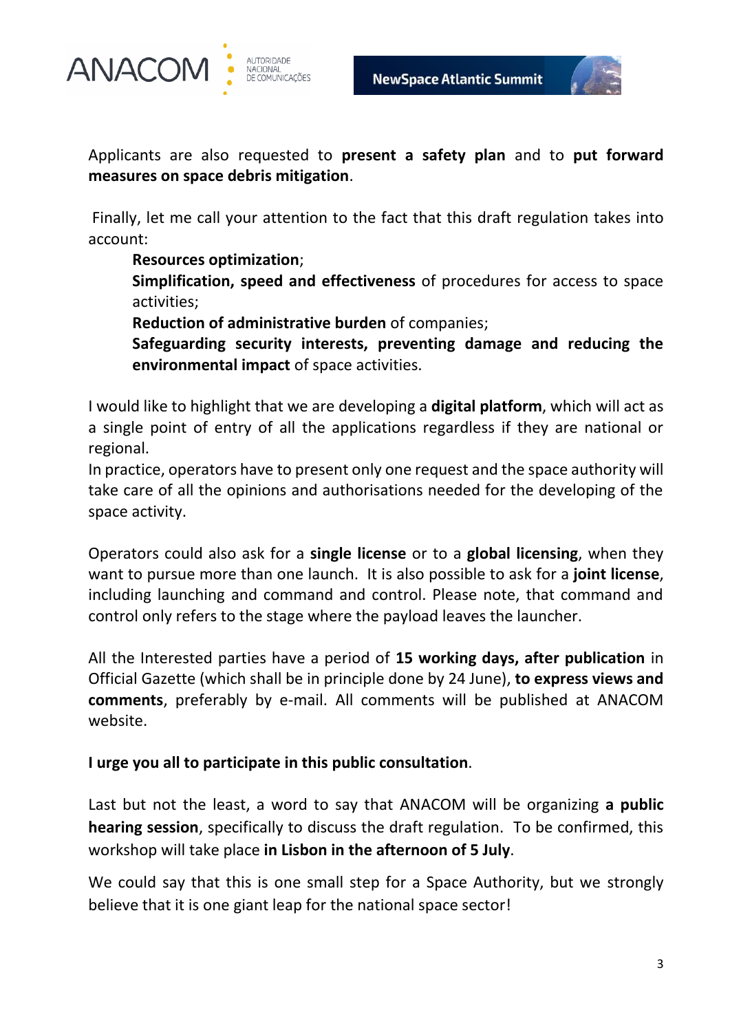Applicants are also requested to **present a safety plan** and to **put forward measures on space debris mitigation**.

Finally, let me call your attention to the fact that this draft regulation takes into account:

- **Resources optimization**;
- **Simplification, speed and effectiveness** of procedures for access to space activities;
- **Reduction of administrative burden** of companies;
- **Safeguarding security interests, preventing damage and reducing the environmental impact** of space activities.

I would like to highlight that we are developing a **digital platform**, which will act as a single point of entry of all the applications regardless if they are national or regional.
In practice, operators have to present only one request and the space authority will take care of all the opinions and authorisations needed for the developing of the space activity.

Operators could also ask for a **single license** or to a **global licensing**, when they want to pursue more than one launch. It is also possible to ask for a **joint license**, including launching and command and control. Please note, that command and control only refers to the stage where the payload leaves the launcher.

All the Interested parties have a period of **15 working days, after publication** in Official Gazette (which shall be in principle done by 24 June), **to express views and comments**, preferably by e-mail. All comments will be published at ANACOM website.

**I urge you all to participate in this public consultation**.

Last but not the least, a word to say that ANACOM will be organizing **a public hearing session**, specifically to discuss the draft regulation. To be confirmed, this workshop will take place **in Lisbon in the afternoon of 5 July**.

We could say that this is one small step for a Space Authority, but we strongly believe that it is one giant leap for the national space sector!